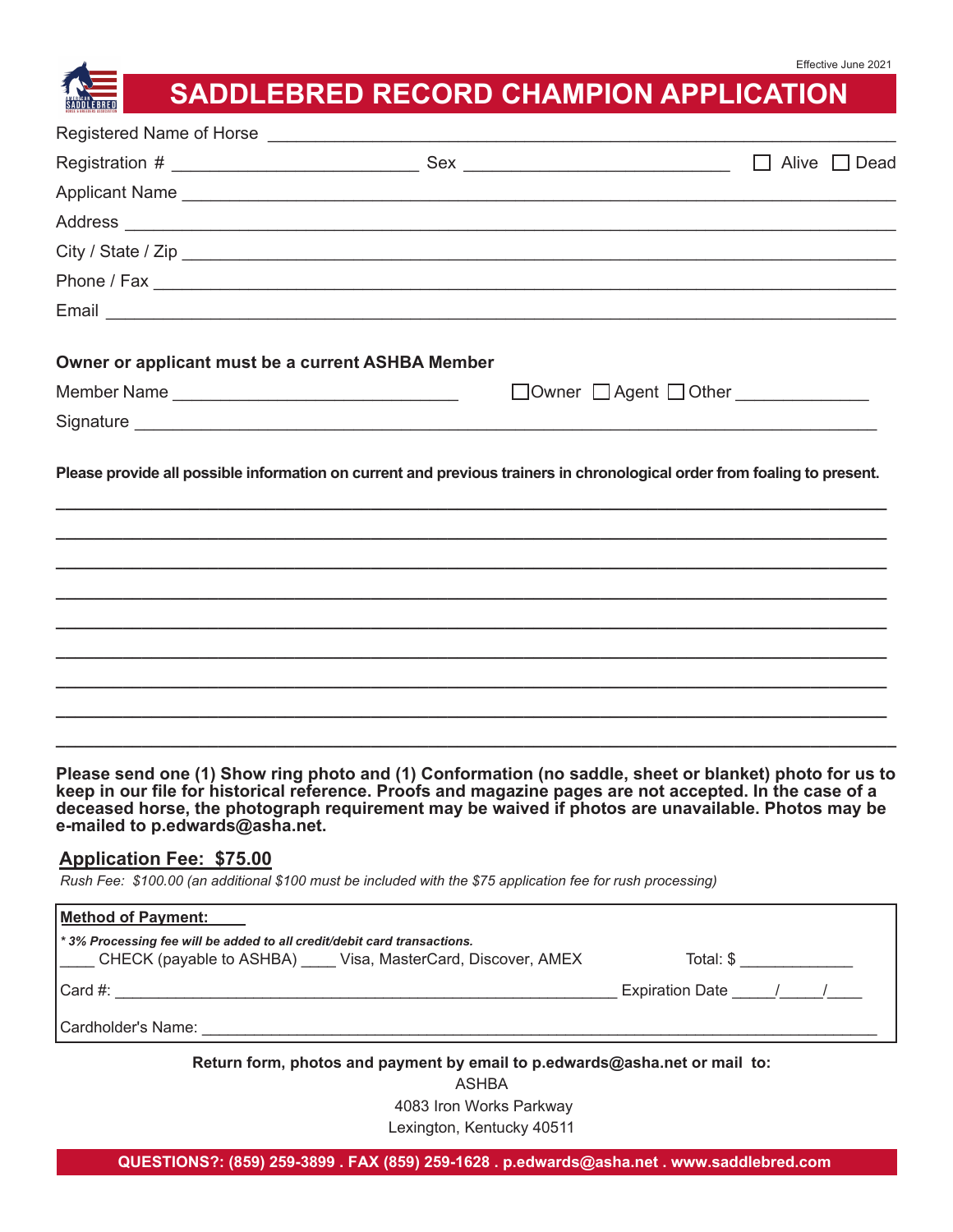Effective June 2021

# SADDLEBRED RECORD CHAMPION APPLICATION

Registered Name of Horse ______________________________________________________________

Registration # __________________________ Sex ____________________________ ☐ Alive ☐ Dead

Applicant Name ________________________________________________________________________

Address _______________________________________________________________________________

City / State / Zip ______________________________________________________________________

Phone / Fax ___________________________________________________________________________

Email _________________________________________________________________________________

**Owner or applicant must be a current ASHBA Member**

Member Name ______________________________ ☐Owner ☐ Agent ☐ Other ______________

Signature _____________________________________________________________________________

**Please provide all possible information on current and previous trainers in chronological order from foaling to present.**

_______________________________________________________________________________________

_______________________________________________________________________________________

_______________________________________________________________________________________

_______________________________________________________________________________________

_______________________________________________________________________________________

_______________________________________________________________________________________

_______________________________________________________________________________________

_______________________________________________________________________________________

_______________________________________________________________________________________

**Please send one (1) Show ring photo and (1) Conformation (no saddle, sheet or blanket) photo for us to keep in our file for historical reference. Proofs and magazine pages are not accepted. In the case of a deceased horse, the photograph requirement may be waived if photos are unavailable. Photos may be e-mailed to p.edwards@asha.net.**

## Application Fee: $75.00

*Rush Fee: $100.00 (an additional $100 must be included with the $75 application fee for rush processing)*

**Method of Payment:**

***** 3% Processing fee will be added to all credit/debit card transactions.*

____ CHECK (payable to ASHBA) ____ Visa, MasterCard, Discover, AMEX     Total: $ _____________

Card #: ____________________________________________________________ Expiration Date _____/_____/____

Cardholder's Name: ____________________________________________________________________

**Return form, photos and payment by email to p.edwards@asha.net or mail to:**

ASHBA
4083 Iron Works Parkway
Lexington, Kentucky 40511

**QUESTIONS?: (859) 259-3899 . FAX (859) 259-1628 . p.edwards@asha.net . www.saddlebred.com**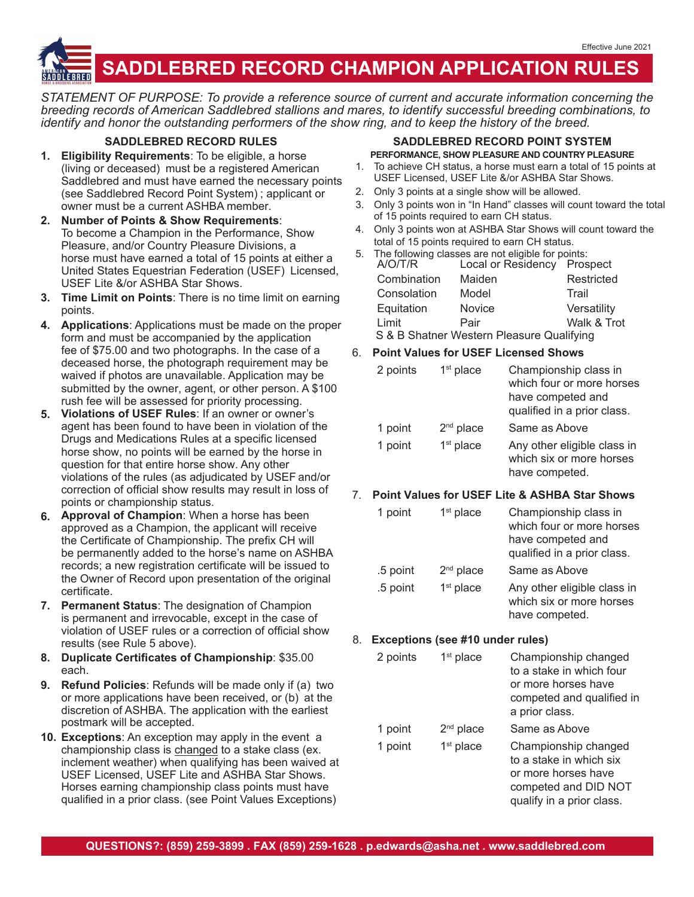Effective June 2021

# SADDLEBRED RECORD CHAMPION APPLICATION RULES

*STATEMENT OF PURPOSE: To provide a reference source of current and accurate information concerning the breeding records of American Saddlebred stallions and mares, to identify successful breeding combinations, to identify and honor the outstanding performers of the show ring, and to keep the history of the breed.*

## SADDLEBRED RECORD RULES

1. **Eligibility Requirements**: To be eligible, a horse (living or deceased) must be a registered American Saddlebred and must have earned the necessary points (see Saddlebred Record Point System) ; applicant or owner must be a current ASHBA member.
2. **Number of Points & Show Requirements**: To become a Champion in the Performance, Show Pleasure, and/or Country Pleasure Divisions, a horse must have earned a total of 15 points at either a United States Equestrian Federation (USEF) Licensed, USEF Lite &/or ASHBA Star Shows.
3. **Time Limit on Points**: There is no time limit on earning points.
4. **Applications**: Applications must be made on the proper form and must be accompanied by the application fee of $75.00 and two photographs. In the case of a deceased horse, the photograph requirement may be waived if photos are unavailable. Application may be submitted by the owner, agent, or other person. A $100 rush fee will be assessed for priority processing.
5. **Violations of USEF Rules**: If an owner or owner's agent has been found to have been in violation of the Drugs and Medications Rules at a specific licensed horse show, no points will be earned by the horse in question for that entire horse show. Any other violations of the rules (as adjudicated by USEF and/or correction of official show results may result in loss of points or championship status.
6. **Approval of Champion**: When a horse has been approved as a Champion, the applicant will receive the Certificate of Championship. The prefix CH will be permanently added to the horse's name on ASHBA records; a new registration certificate will be issued to the Owner of Record upon presentation of the original certificate.
7. **Permanent Status**: The designation of Champion is permanent and irrevocable, except in the case of violation of USEF rules or a correction of official show results (see Rule 5 above).
8. **Duplicate Certificates of Championship**: $35.00 each.
9. **Refund Policies**: Refunds will be made only if (a) two or more applications have been received, or (b) at the discretion of ASHBA. The application with the earliest postmark will be accepted.
10. **Exceptions**: An exception may apply in the event a championship class is changed to a stake class (ex. inclement weather) when qualifying has been waived at USEF Licensed, USEF Lite and ASHBA Star Shows. Horses earning championship class points must have qualified in a prior class. (see Point Values Exceptions)

## SADDLEBRED RECORD POINT SYSTEM

**PERFORMANCE, SHOW PLEASURE AND COUNTRY PLEASURE**

1. To achieve CH status, a horse must earn a total of 15 points at USEF Licensed, USEF Lite &/or ASHBA Star Shows.
2. Only 3 points at a single show will be allowed.
3. Only 3 points won in "In Hand" classes will count toward the total of 15 points required to earn CH status.
4. Only 3 points won at ASHBA Star Shows will count toward the total of 15 points required to earn CH status.
5. The following classes are not eligible for points:

| | | |
|---|---|---|
| A/O/T/R | Local or Residency | Prospect |
| Combination | Maiden | Restricted |
| Consolation | Model | Trail |
| Equitation | Novice | Versatility |
| Limit | Pair | Walk & Trot |
| S & B Shatner Western Pleasure Qualifying | | |

6. **Point Values for USEF Licensed Shows**

| | | |
|---|---|---|
| 2 points | 1st place | Championship class in which four or more horses have competed and qualified in a prior class. |
| 1 point | 2nd place | Same as Above |
| 1 point | 1st place | Any other eligible class in which six or more horses have competed. |

7. **Point Values for USEF Lite & ASHBA Star Shows**

| | | |
|---|---|---|
| 1 point | 1st place | Championship class in which four or more horses have competed and qualified in a prior class. |
| .5 point | 2nd place | Same as Above |
| .5 point | 1st place | Any other eligible class in which six or more horses have competed. |

8. **Exceptions (see #10 under rules)**

| | | |
|---|---|---|
| 2 points | 1st place | Championship changed to a stake in which four or more horses have competed and qualified in a prior class. |
| 1 point | 2nd place | Same as Above |
| 1 point | 1st place | Championship changed to a stake in which six or more horses have competed and DID NOT qualify in a prior class. |

**QUESTIONS?: (859) 259-3899 . FAX (859) 259-1628 . p.edwards@asha.net . www.saddlebred.com**